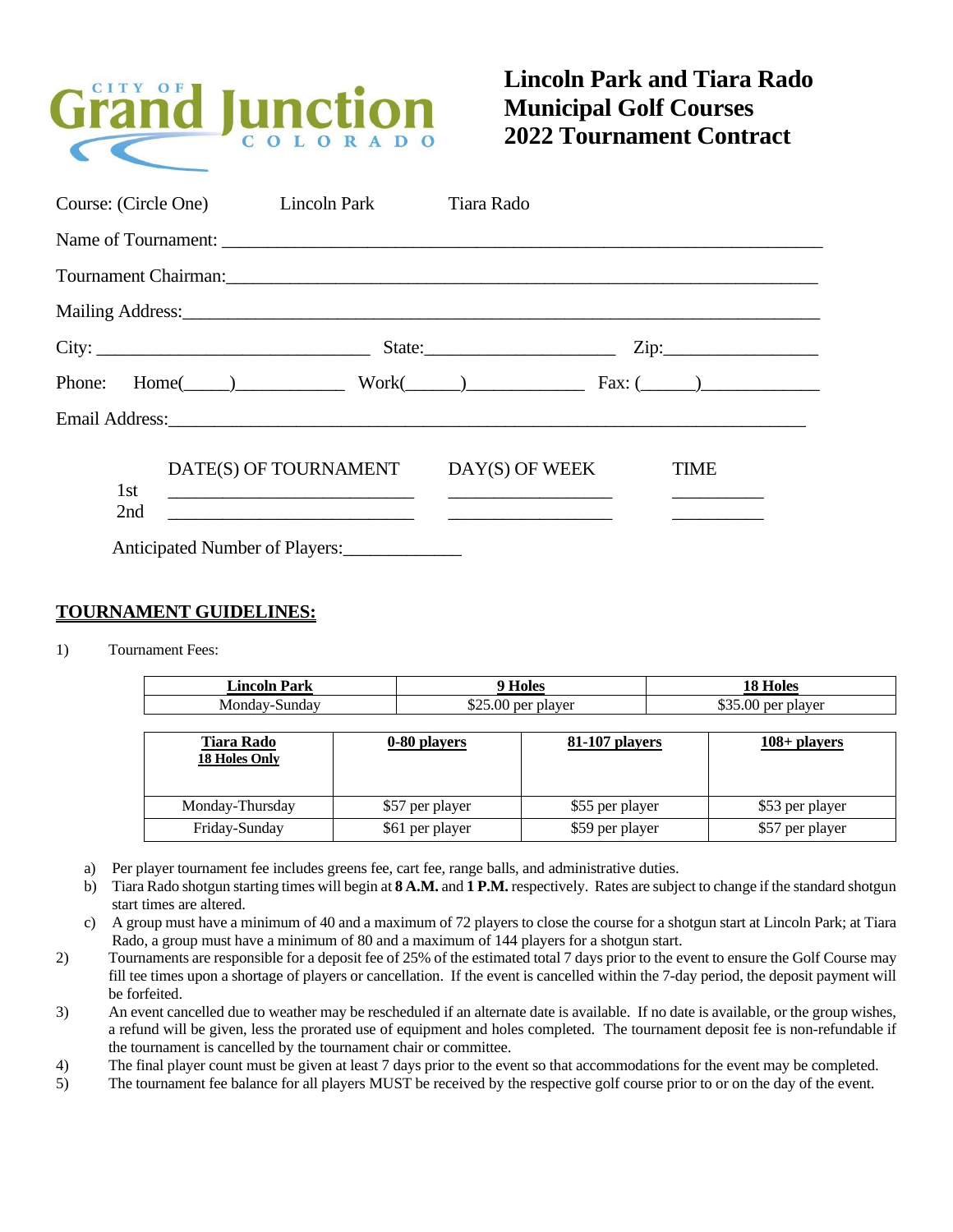CITY OF Grand Junction COLORADO

# Lincoln Park and Tiara Rado Municipal Golf Courses 2022 Tournament Contract

Course: (Circle One) Lincoln Park Tiara Rado

Name of Tournament: ____________________________________________________________

Tournament Chairman:___________________________________________________________

Mailing Address:_______________________________________________________________

City: ___________________________ State:____________________ Zip:_______________

Phone: Home(____)___________ Work(_____)____________ Fax: (_____)____________

Email Address:_________________________________________________________________

| | DATE(S) OF TOURNAMENT | DAY(S) OF WEEK | TIME |
|---|---|---|---|
| 1st | _________________________ | ________________ | _________ |
| 2nd | _________________________ | ________________ | _________ |

Anticipated Number of Players:____________

## TOURNAMENT GUIDELINES:

1) Tournament Fees:

| Lincoln Park | 9 Holes | 18 Holes |
|---|---|---|
| Monday-Sunday | $25.00 per player | $35.00 per player |

| Tiara Rado 18 Holes Only | 0-80 players | 81-107 players | 108+ players |
|---|---|---|---|
| Monday-Thursday | $57 per player | $55 per player | $53 per player |
| Friday-Sunday | $61 per player | $59 per player | $57 per player |

a) Per player tournament fee includes greens fee, cart fee, range balls, and administrative duties.

b) Tiara Rado shotgun starting times will begin at **8 A.M.** and **1 P.M.** respectively. Rates are subject to change if the standard shotgun start times are altered.

c) A group must have a minimum of 40 and a maximum of 72 players to close the course for a shotgun start at Lincoln Park; at Tiara Rado, a group must have a minimum of 80 and a maximum of 144 players for a shotgun start.

2) Tournaments are responsible for a deposit fee of 25% of the estimated total 7 days prior to the event to ensure the Golf Course may fill tee times upon a shortage of players or cancellation. If the event is cancelled within the 7-day period, the deposit payment will be forfeited.

3) An event cancelled due to weather may be rescheduled if an alternate date is available. If no date is available, or the group wishes, a refund will be given, less the prorated use of equipment and holes completed. The tournament deposit fee is non-refundable if the tournament is cancelled by the tournament chair or committee.

4) The final player count must be given at least 7 days prior to the event so that accommodations for the event may be completed.

5) The tournament fee balance for all players MUST be received by the respective golf course prior to or on the day of the event.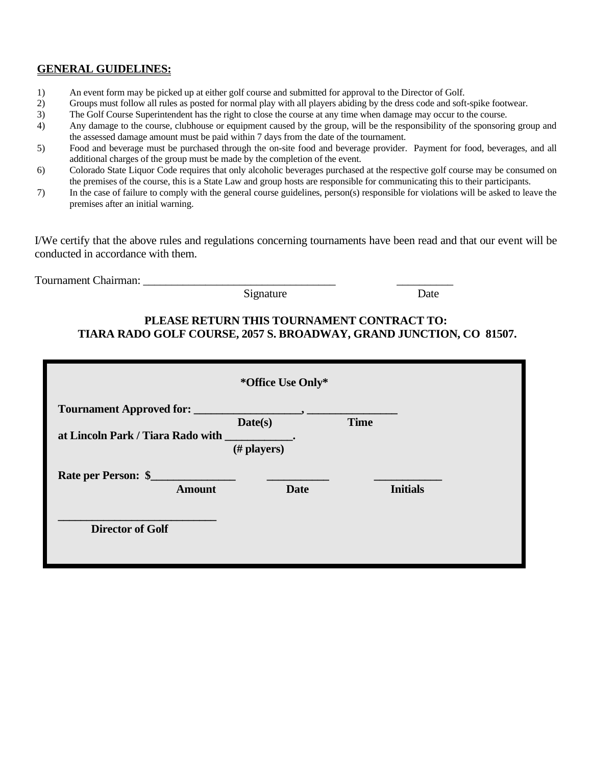## GENERAL GUIDELINES:

1) An event form may be picked up at either golf course and submitted for approval to the Director of Golf.
2) Groups must follow all rules as posted for normal play with all players abiding by the dress code and soft-spike footwear.
3) The Golf Course Superintendent has the right to close the course at any time when damage may occur to the course.
4) Any damage to the course, clubhouse or equipment caused by the group, will be the responsibility of the sponsoring group and the assessed damage amount must be paid within 7 days from the date of the tournament.
5) Food and beverage must be purchased through the on-site food and beverage provider. Payment for food, beverages, and all additional charges of the group must be made by the completion of the event.
6) Colorado State Liquor Code requires that only alcoholic beverages purchased at the respective golf course may be consumed on the premises of the course, this is a State Law and group hosts are responsible for communicating this to their participants.
7) In the case of failure to comply with the general course guidelines, person(s) responsible for violations will be asked to leave the premises after an initial warning.

I/We certify that the above rules and regulations concerning tournaments have been read and that our event will be conducted in accordance with them.

Tournament Chairman: _________________________________ __________

Signature Date

**PLEASE RETURN THIS TOURNAMENT CONTRACT TO:**
**TIARA RADO GOLF COURSE, 2057 S. BROADWAY, GRAND JUNCTION, CO 81507.**

**\*Office Use Only\***

**Tournament Approved for: __________________, _______________**

**Date(s) Time**

**at Lincoln Park / Tiara Rado with ___________.**

**(# players)**

**Rate per Person: $______________ __________ ___________**

**Amount Date Initials**

**__________________________**

**Director of Golf**